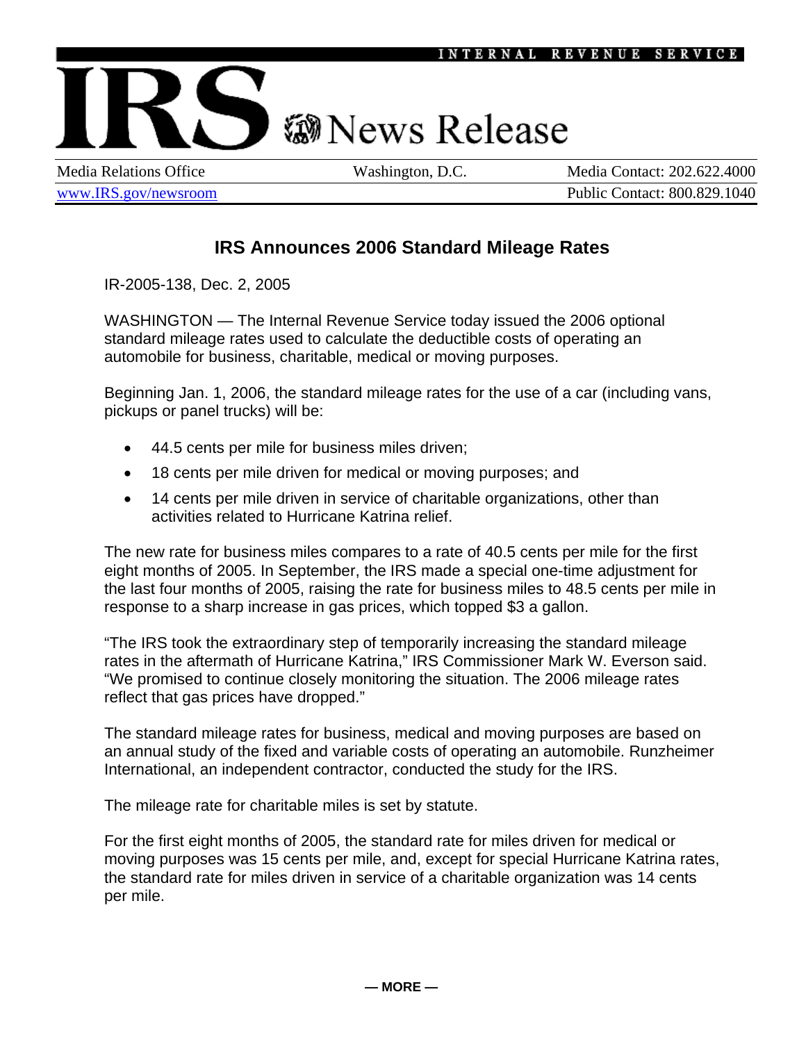INTERNAL REVENUE SERVICE

# IRS News Release

Media Relations Office | Washington, D.C. | Media Contact: 202.622.4000

www.IRS.gov/newsroom | Public Contact: 800.829.1040

## IRS Announces 2006 Standard Mileage Rates

IR-2005-138, Dec. 2, 2005

WASHINGTON — The Internal Revenue Service today issued the 2006 optional standard mileage rates used to calculate the deductible costs of operating an automobile for business, charitable, medical or moving purposes.

Beginning Jan. 1, 2006, the standard mileage rates for the use of a car (including vans, pickups or panel trucks) will be:

- 44.5 cents per mile for business miles driven;
- 18 cents per mile driven for medical or moving purposes; and
- 14 cents per mile driven in service of charitable organizations, other than activities related to Hurricane Katrina relief.

The new rate for business miles compares to a rate of 40.5 cents per mile for the first eight months of 2005. In September, the IRS made a special one-time adjustment for the last four months of 2005, raising the rate for business miles to 48.5 cents per mile in response to a sharp increase in gas prices, which topped $3 a gallon.

“The IRS took the extraordinary step of temporarily increasing the standard mileage rates in the aftermath of Hurricane Katrina,” IRS Commissioner Mark W. Everson said. “We promised to continue closely monitoring the situation. The 2006 mileage rates reflect that gas prices have dropped.”

The standard mileage rates for business, medical and moving purposes are based on an annual study of the fixed and variable costs of operating an automobile. Runzheimer International, an independent contractor, conducted the study for the IRS.

The mileage rate for charitable miles is set by statute.

For the first eight months of 2005, the standard rate for miles driven for medical or moving purposes was 15 cents per mile, and, except for special Hurricane Katrina rates, the standard rate for miles driven in service of a charitable organization was 14 cents per mile.

— MORE —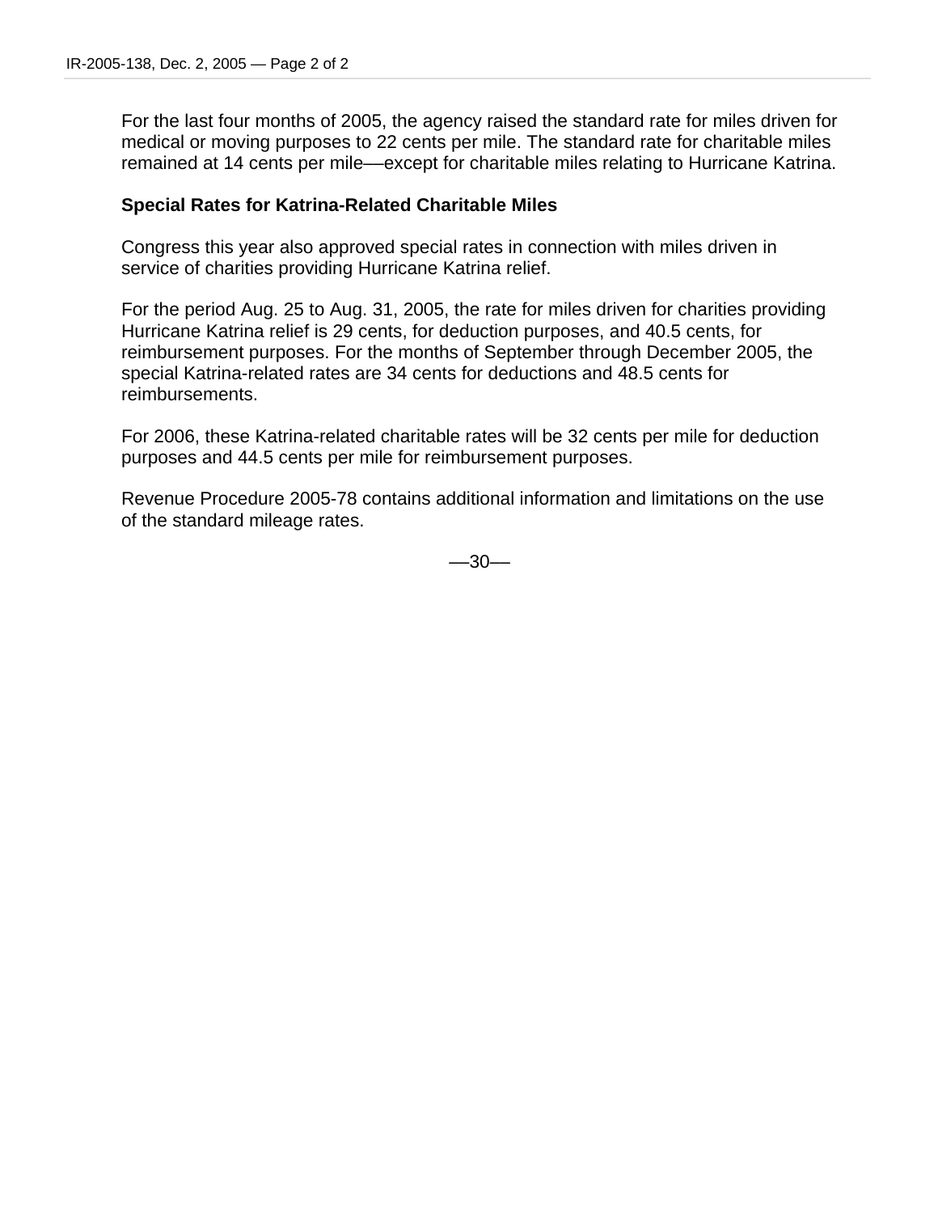For the last four months of 2005, the agency raised the standard rate for miles driven for medical or moving purposes to 22 cents per mile. The standard rate for charitable miles remained at 14 cents per mile—except for charitable miles relating to Hurricane Katrina.

**Special Rates for Katrina-Related Charitable Miles**

Congress this year also approved special rates in connection with miles driven in service of charities providing Hurricane Katrina relief.

For the period Aug. 25 to Aug. 31, 2005, the rate for miles driven for charities providing Hurricane Katrina relief is 29 cents, for deduction purposes, and 40.5 cents, for reimbursement purposes. For the months of September through December 2005, the special Katrina-related rates are 34 cents for deductions and 48.5 cents for reimbursements.

For 2006, these Katrina-related charitable rates will be 32 cents per mile for deduction purposes and 44.5 cents per mile for reimbursement purposes.

Revenue Procedure 2005-78 contains additional information and limitations on the use of the standard mileage rates.

—30—